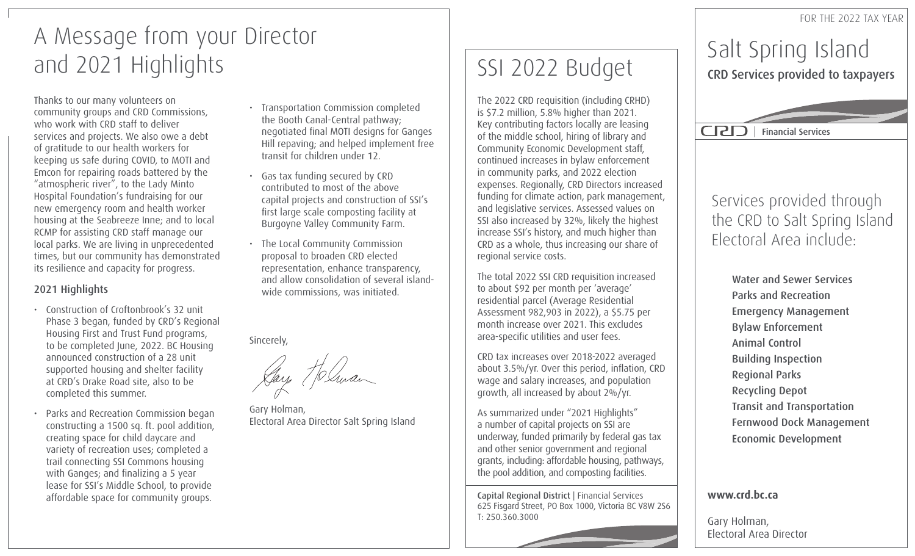# A Message from your Director and 2021 Highlights

Thanks to our many volunteers on community groups and CRD Commissions, who work with CRD staff to deliver services and projects. We also owe a debt of gratitude to our health workers for keeping us safe during COVID, to MOTI and Emcon for repairing roads battered by the "atmospheric river", to the Lady Minto Hospital Foundation's fundraising for our new emergency room and health worker housing at the Seabreeze Inne; and to local RCMP for assisting CRD staff manage our local parks. We are living in unprecedented times, but our community has demonstrated its resilience and capacity for progress.

## 2021 Highlights

- Construction of Croftonbrook's 32 unit Phase 3 began, funded by CRD's Regional Housing First and Trust Fund programs, to be completed June, 2022. BC Housing announced construction of a 28 unit supported housing and shelter facility at CRD's Drake Road site, also to be completed this summer.
- Parks and Recreation Commission began constructing a 1500 sq. ft. pool addition, creating space for child daycare and variety of recreation uses; completed a trail connecting SSI Commons housing with Ganges; and finalizing a 5 year lease for SSI's Middle School, to provide affordable space for community groups.
- Transportation Commission completed the Booth Canal-Central pathway; negotiated final MOTI designs for Ganges Hill repaving; and helped implement free transit for children under 12.
- Gas tax funding secured by CRD contributed to most of the above capital projects and construction of SSI's first large scale composting facility at Burgoyne Valley Community Farm.
- The Local Community Commission proposal to broaden CRD elected representation, enhance transparency, and allow consolidation of several island-wide commissions, was initiated.

Sincerely,

Gary Holman,
Electoral Area Director Salt Spring Island

# SSI 2022 Budget

The 2022 CRD requisition (including CRHD) is $7.2 million, 5.8% higher than 2021. Key contributing factors locally are leasing of the middle school, hiring of library and Community Economic Development staff, continued increases in bylaw enforcement in community parks, and 2022 election expenses. Regionally, CRD Directors increased funding for climate action, park management, and legislative services. Assessed values on SSI also increased by 32%, likely the highest increase SSI's history, and much higher than CRD as a whole, thus increasing our share of regional service costs.

The total 2022 SSI CRD requisition increased to about $92 per month per 'average' residential parcel (Average Residential Assessment 982,903 in 2022), a $5.75 per month increase over 2021. This excludes area-specific utilities and user fees.

CRD tax increases over 2018-2022 averaged about 3.5%/yr. Over this period, inflation, CRD wage and salary increases, and population growth, all increased by about 2%/yr.

As summarized under "2021 Highlights" a number of capital projects on SSI are underway, funded primarily by federal gas tax and other senior government and regional grants, including: affordable housing, pathways, the pool addition, and composting facilities.

**Capital Regional District** | Financial Services
625 Fisgard Street, PO Box 1000, Victoria BC V8W 2S6
T: 250.360.3000

FOR THE 2022 TAX YEAR

# Salt Spring Island

**CRD Services provided to taxpayers**

CRD | **Financial Services**

## Services provided through the CRD to Salt Spring Island Electoral Area include:

**Water and Sewer Services**
**Parks and Recreation**
**Emergency Management**
**Bylaw Enforcement**
**Animal Control**
**Building Inspection**
**Regional Parks**
**Recycling Depot**
**Transit and Transportation**
**Fernwood Dock Management**
**Economic Development**

**www.crd.bc.ca**

Gary Holman,
Electoral Area Director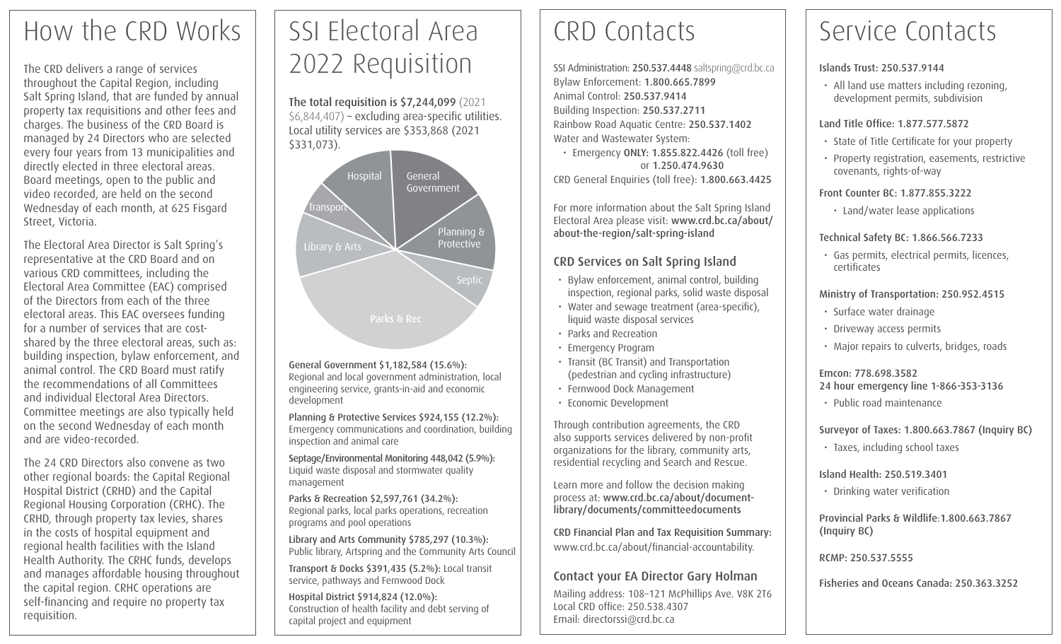# How the CRD Works

The CRD delivers a range of services throughout the Capital Region, including Salt Spring Island, that are funded by annual property tax requisitions and other fees and charges. The business of the CRD Board is managed by 24 Directors who are selected every four years from 13 municipalities and directly elected in three electoral areas. Board meetings, open to the public and video recorded, are held on the second Wednesday of each month, at 625 Fisgard Street, Victoria.

The Electoral Area Director is Salt Spring's representative at the CRD Board and on various CRD committees, including the Electoral Area Committee (EAC) comprised of the Directors from each of the three electoral areas. This EAC oversees funding for a number of services that are cost-shared by the three electoral areas, such as: building inspection, bylaw enforcement, and animal control. The CRD Board must ratify the recommendations of all Committees and individual Electoral Area Directors. Committee meetings are also typically held on the second Wednesday of each month and are video-recorded.

The 24 CRD Directors also convene as two other regional boards: the Capital Regional Hospital District (CRHD) and the Capital Regional Housing Corporation (CRHC). The CRHD, through property tax levies, shares in the costs of hospital equipment and regional health facilities with the Island Health Authority. The CRHC funds, develops and manages affordable housing throughout the capital region. CRHC operations are self-financing and require no property tax requisition.

# SSI Electoral Area 2022 Requisition

**The total requisition is $7,244,099** (2021 $6,844,407) – excluding area-specific utilities. Local utility services are $353,868 (2021 $331,073).

Hospital
General Government
Transport
Planning & Protective
Library & Arts
Septic
Parks & Rec

**General Government $1,182,584 (15.6%):** Regional and local government administration, local engineering service, grants-in-aid and economic development

**Planning & Protective Services $924,155 (12.2%):** Emergency communications and coordination, building inspection and animal care

**Septage/Environmental Monitoring 448,042 (5.9%):** Liquid waste disposal and stormwater quality management

**Parks & Recreation $2,597,761 (34.2%):** Regional parks, local parks operations, recreation programs and pool operations

**Library and Arts Community $785,297 (10.3%):** Public library, Artspring and the Community Arts Council

**Transport & Docks $391,435 (5.2%):** Local transit service, pathways and Fernwood Dock

**Hospital District $914,824 (12.0%):** Construction of health facility and debt serving of capital project and equipment

# CRD Contacts

SSI Administration: **250.537.4448** saltspring@crd.bc.ca
Bylaw Enforcement: **1.800.665.7899**
Animal Control: **250.537.9414**
Building Inspection: **250.537.2711**
Rainbow Road Aquatic Centre: **250.537.1402**
Water and Wastewater System:

- Emergency **ONLY: 1.855.822.4426** (toll free) or **1.250.474.9630**

CRD General Enquiries (toll free): **1.800.663.4425**

For more information about the Salt Spring Island Electoral Area please visit: **www.crd.bc.ca/about/about-the-region/salt-spring-island**

## CRD Services on Salt Spring Island

- Bylaw enforcement, animal control, building inspection, regional parks, solid waste disposal
- Water and sewage treatment (area-specific), liquid waste disposal services
- Parks and Recreation
- Emergency Program
- Transit (BC Transit) and Transportation (pedestrian and cycling infrastructure)
- Fernwood Dock Management
- Economic Development

Through contribution agreements, the CRD also supports services delivered by non-profit organizations for the library, community arts, residential recycling and Search and Rescue.

Learn more and follow the decision making process at: **www.crd.bc.ca/about/document-library/documents/committeedocuments**

**CRD Financial Plan and Tax Requisition Summary:** www.crd.bc.ca/about/financial-accountability.

## Contact your EA Director Gary Holman

Mailing address: 108–121 McPhillips Ave. V8K 2T6
Local CRD office: 250.538.4307
Email: directorssi@crd.bc.ca

# Service Contacts

**Islands Trust: 250.537.9144**

- All land use matters including rezoning, development permits, subdivision

**Land Title Office: 1.877.577.5872**

- State of Title Certificate for your property
- Property registration, easements, restrictive covenants, rights-of-way

**Front Counter BC: 1.877.855.3222**

- Land/water lease applications

**Technical Safety BC: 1.866.566.7233**

- Gas permits, electrical permits, licences, certificates

**Ministry of Transportation: 250.952.4515**

- Surface water drainage
- Driveway access permits
- Major repairs to culverts, bridges, roads

**Emcon: 778.698.3582**
**24 hour emergency line 1-866-353-3136**

- Public road maintenance

**Surveyor of Taxes: 1.800.663.7867 (Inquiry BC)**

- Taxes, including school taxes

**Island Health: 250.519.3401**

- Drinking water verification

**Provincial Parks & Wildlife:1.800.663.7867 (Inquiry BC)**

**RCMP: 250.537.5555**

**Fisheries and Oceans Canada: 250.363.3252**